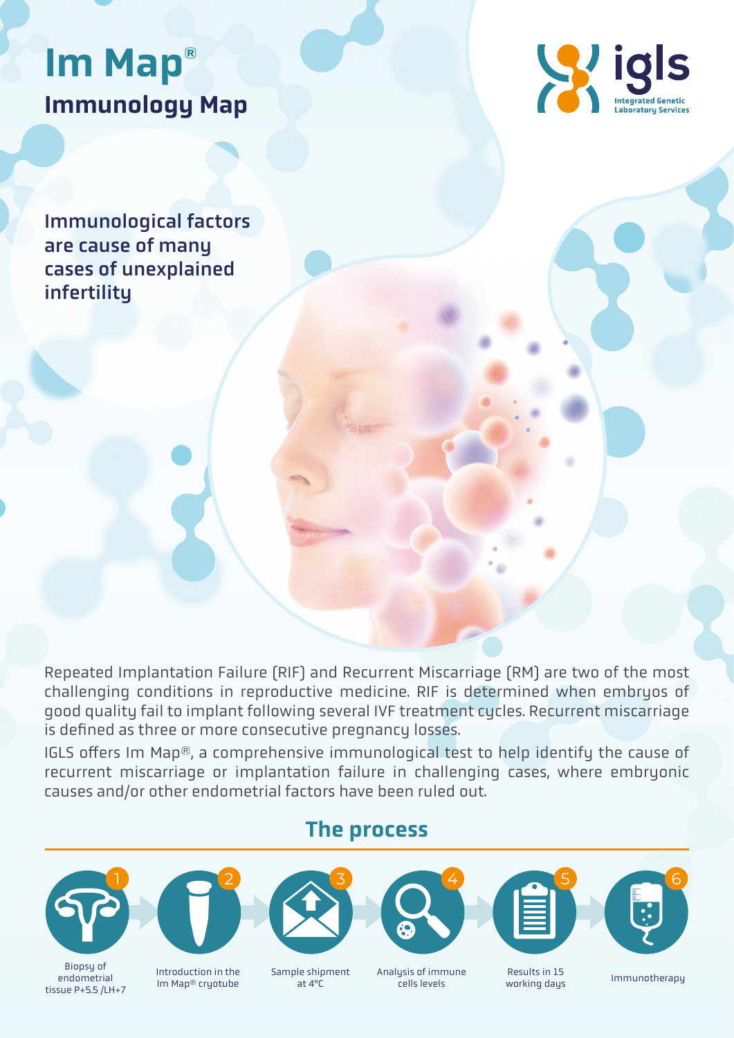# Im Map®

## Immunology Map

igls
Integrated Genetic Laboratory Services

**Immunological factors are cause of many cases of unexplained infertility**

Repeated Implantation Failure (RIF) and Recurrent Miscarriage (RM) are two of the most challenging conditions in reproductive medicine. RIF is determined when embryos of good quality fail to implant following several IVF treatment cycles. Recurrent miscarriage is defined as three or more consecutive pregnancy losses.

IGLS offers Im Map®, a comprehensive immunological test to help identify the cause of recurrent miscarriage or implantation failure in challenging cases, where embryonic causes and/or other endometrial factors have been ruled out.

## The process

1. Biopsy of endometrial tissue P+5.5 /LH+7
2. Introduction in the Im Map® cryotube
3. Sample shipment at 4°C
4. Analysis of immune cells levels
5. Results in 15 working days
6. Immunotherapy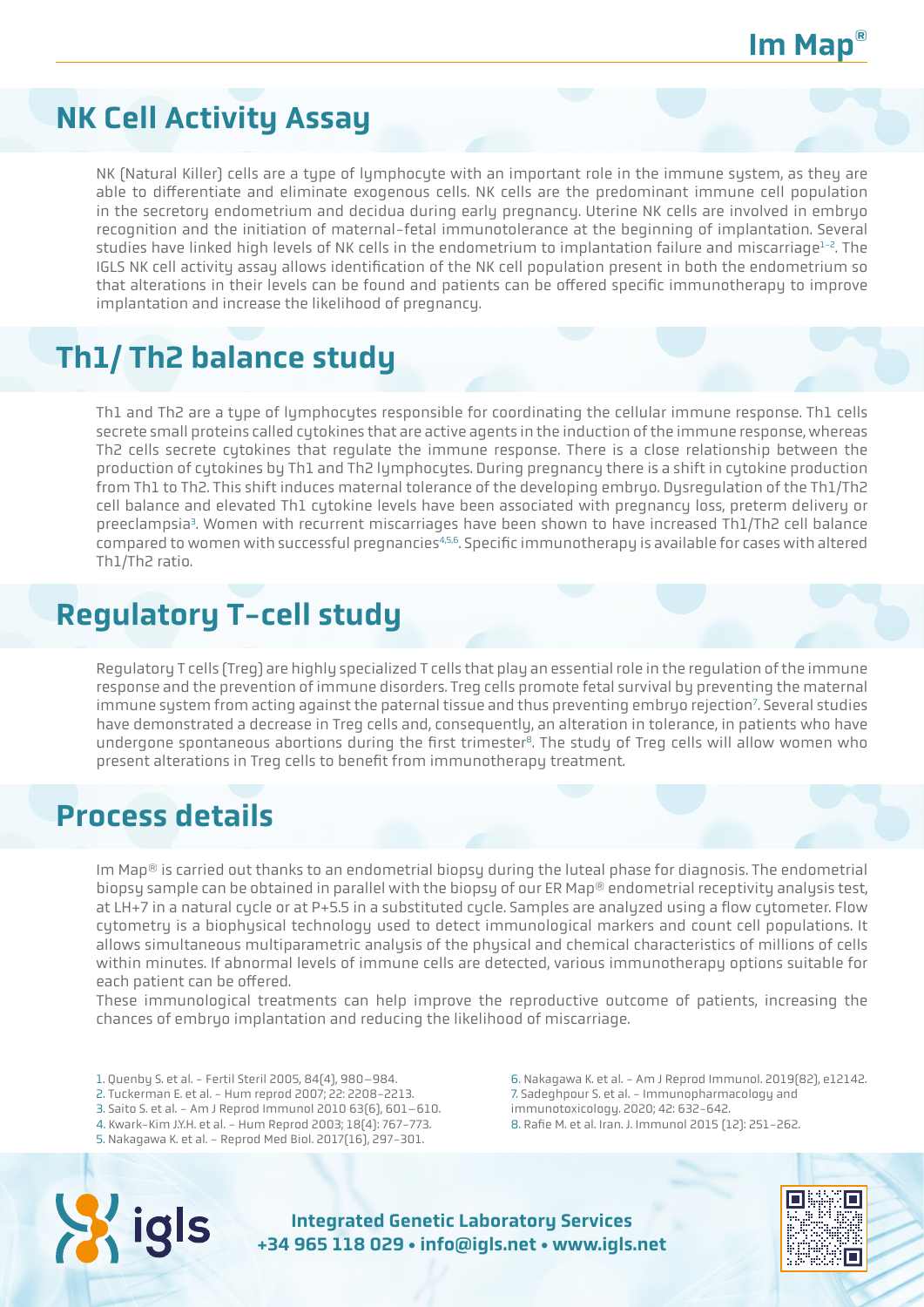## NK Cell Activity Assay

NK (Natural Killer) cells are a type of lymphocyte with an important role in the immune system, as they are able to differentiate and eliminate exogenous cells. NK cells are the predominant immune cell population in the secretory endometrium and decidua during early pregnancy. Uterine NK cells are involved in embryo recognition and the initiation of maternal-fetal immunotolerance at the beginning of implantation. Several studies have linked high levels of NK cells in the endometrium to implantation failure and miscarriage[1-2]. The IGLS NK cell activity assay allows identification of the NK cell population present in both the endometrium so that alterations in their levels can be found and patients can be offered specific immunotherapy to improve implantation and increase the likelihood of pregnancy.

## Th1/ Th2 balance study

Th1 and Th2 are a type of lymphocytes responsible for coordinating the cellular immune response. Th1 cells secrete small proteins called cytokines that are active agents in the induction of the immune response, whereas Th2 cells secrete cytokines that regulate the immune response. There is a close relationship between the production of cytokines by Th1 and Th2 lymphocytes. During pregnancy there is a shift in cytokine production from Th1 to Th2. This shift induces maternal tolerance of the developing embryo. Dysregulation of the Th1/Th2 cell balance and elevated Th1 cytokine levels have been associated with pregnancy loss, preterm delivery or preeclampsia[3]. Women with recurrent miscarriages have been shown to have increased Th1/Th2 cell balance compared to women with successful pregnancies[4,5,6]. Specific immunotherapy is available for cases with altered Th1/Th2 ratio.

## Regulatory T-cell study

Regulatory T cells (Treg) are highly specialized T cells that play an essential role in the regulation of the immune response and the prevention of immune disorders. Treg cells promote fetal survival by preventing the maternal immune system from acting against the paternal tissue and thus preventing embryo rejection[7]. Several studies have demonstrated a decrease in Treg cells and, consequently, an alteration in tolerance, in patients who have undergone spontaneous abortions during the first trimester[8]. The study of Treg cells will allow women who present alterations in Treg cells to benefit from immunotherapy treatment.

## Process details

Im Map® is carried out thanks to an endometrial biopsy during the luteal phase for diagnosis. The endometrial biopsy sample can be obtained in parallel with the biopsy of our ER Map® endometrial receptivity analysis test, at LH+7 in a natural cycle or at P+5.5 in a substituted cycle. Samples are analyzed using a flow cytometer. Flow cytometry is a biophysical technology used to detect immunological markers and count cell populations. It allows simultaneous multiparametric analysis of the physical and chemical characteristics of millions of cells within minutes. If abnormal levels of immune cells are detected, various immunotherapy options suitable for each patient can be offered.

These immunological treatments can help improve the reproductive outcome of patients, increasing the chances of embryo implantation and reducing the likelihood of miscarriage.

1. Quenby S. et al. - Fertil Steril 2005, 84(4), 980–984.
2. Tuckerman E. et al. - Hum reprod 2007; 22: 2208-2213.
3. Saito S. et al. - Am J Reprod Immunol 2010 63(6), 601–610.
4. Kwark-Kim J.Y.H. et al. - Hum Reprod 2003; 18(4): 767-773.
5. Nakagawa K. et al. - Reprod Med Biol. 2017(16), 297-301.
6. Nakagawa K. et al. - Am J Reprod Immunol. 2019(82), e12142.
7. Sadeghpour S. et al. - Immunopharmacology and immunotoxicology. 2020; 42: 632-642.
8. Rafie M. et al. Iran. J. Immunol 2015 (12): 251-262.

igls

**Integrated Genetic Laboratory Services**
**+34 965 118 029 • info@igls.net • www.igls.net**